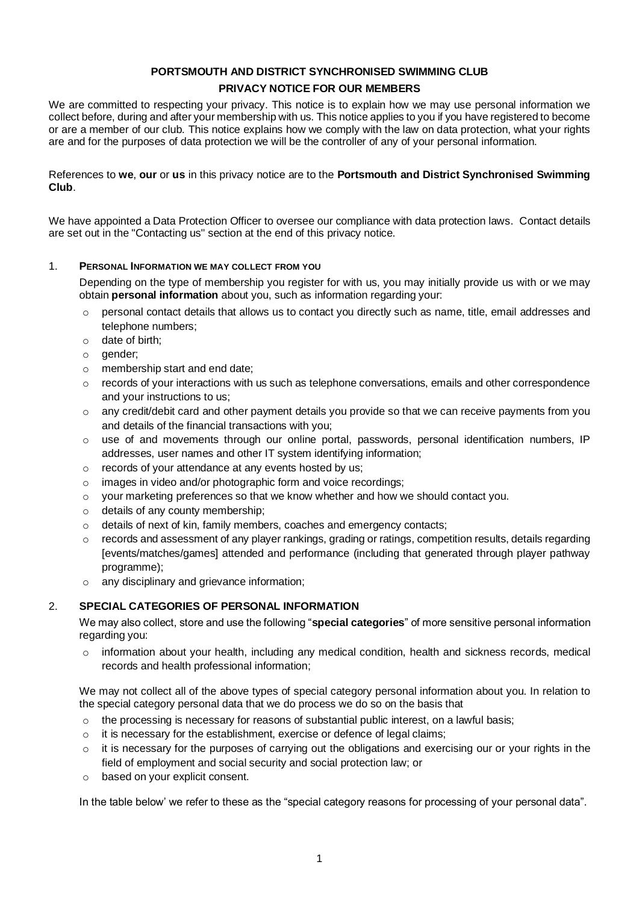# PORTSMOUTH AND DISTRICT SYNCHRONISED SWIMMING CLUB

## PRIVACY NOTICE FOR OUR MEMBERS

We are committed to respecting your privacy. This notice is to explain how we may use personal information we collect before, during and after your membership with us. This notice applies to you if you have registered to become or are a member of our club. This notice explains how we comply with the law on data protection, what your rights are and for the purposes of data protection we will be the controller of any of your personal information.

References to **we**, **our** or **us** in this privacy notice are to the **Portsmouth and District Synchronised Swimming Club**.

We have appointed a Data Protection Officer to oversee our compliance with data protection laws. Contact details are set out in the "Contacting us" section at the end of this privacy notice.

### 1. PERSONAL INFORMATION WE MAY COLLECT FROM YOU

Depending on the type of membership you register for with us, you may initially provide us with or we may obtain **personal information** about you, such as information regarding your:

- personal contact details that allows us to contact you directly such as name, title, email addresses and telephone numbers;
- date of birth;
- gender;
- membership start and end date;
- records of your interactions with us such as telephone conversations, emails and other correspondence and your instructions to us;
- any credit/debit card and other payment details you provide so that we can receive payments from you and details of the financial transactions with you;
- use of and movements through our online portal, passwords, personal identification numbers, IP addresses, user names and other IT system identifying information;
- records of your attendance at any events hosted by us;
- images in video and/or photographic form and voice recordings;
- your marketing preferences so that we know whether and how we should contact you.
- details of any county membership;
- details of next of kin, family members, coaches and emergency contacts;
- records and assessment of any player rankings, grading or ratings, competition results, details regarding [events/matches/games] attended and performance (including that generated through player pathway programme);
- any disciplinary and grievance information;

### 2. SPECIAL CATEGORIES OF PERSONAL INFORMATION

We may also collect, store and use the following "**special categories**" of more sensitive personal information regarding you:

- information about your health, including any medical condition, health and sickness records, medical records and health professional information;

We may not collect all of the above types of special category personal information about you. In relation to the special category personal data that we do process we do so on the basis that

- the processing is necessary for reasons of substantial public interest, on a lawful basis;
- it is necessary for the establishment, exercise or defence of legal claims;
- it is necessary for the purposes of carrying out the obligations and exercising our or your rights in the field of employment and social security and social protection law; or
- based on your explicit consent.

In the table below' we refer to these as the "special category reasons for processing of your personal data".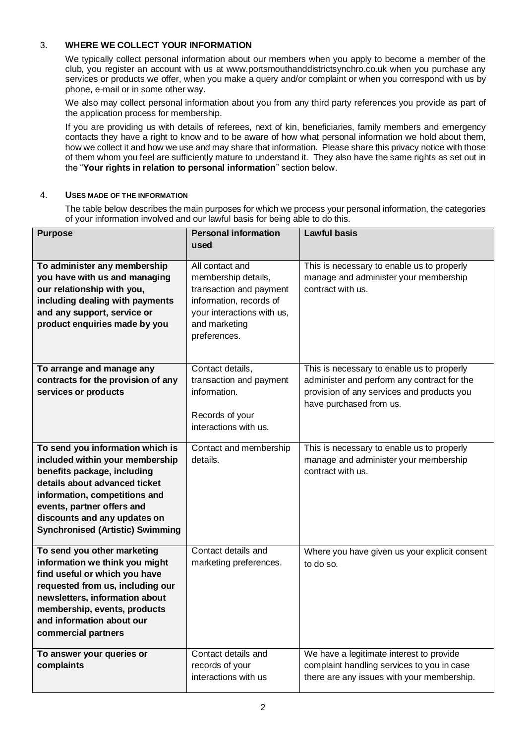## 3. WHERE WE COLLECT YOUR INFORMATION

We typically collect personal information about our members when you apply to become a member of the club, you register an account with us at www.portsmouthanddistrictsynchro.co.uk when you purchase any services or products we offer, when you make a query and/or complaint or when you correspond with us by phone, e-mail or in some other way.

We also may collect personal information about you from any third party references you provide as part of the application process for membership.

If you are providing us with details of referees, next of kin, beneficiaries, family members and emergency contacts they have a right to know and to be aware of how what personal information we hold about them, how we collect it and how we use and may share that information. Please share this privacy notice with those of them whom you feel are sufficiently mature to understand it. They also have the same rights as set out in the "**Your rights in relation to personal information**" section below.

## 4. USES MADE OF THE INFORMATION

The table below describes the main purposes for which we process your personal information, the categories of your information involved and our lawful basis for being able to do this.

| Purpose | Personal information used | Lawful basis |
|---|---|---|
| **To administer any membership you have with us and managing our relationship with you, including dealing with payments and any support, service or product enquiries made by you** | All contact and membership details, transaction and payment information, records of your interactions with us, and marketing preferences. | This is necessary to enable us to properly manage and administer your membership contract with us. |
| **To arrange and manage any contracts for the provision of any services or products** | Contact details, transaction and payment information.<br><br>Records of your interactions with us. | This is necessary to enable us to properly administer and perform any contract for the provision of any services and products you have purchased from us. |
| **To send you information which is included within your membership benefits package, including details about advanced ticket information, competitions and events, partner offers and discounts and any updates on Synchronised (Artistic) Swimming** | Contact and membership details. | This is necessary to enable us to properly manage and administer your membership contract with us. |
| **To send you other marketing information we think you might find useful or which you have requested from us, including our newsletters, information about membership, events, products and information about our commercial partners** | Contact details and marketing preferences. | Where you have given us your explicit consent to do so. |
| **To answer your queries or complaints** | Contact details and records of your interactions with us | We have a legitimate interest to provide complaint handling services to you in case there are any issues with your membership. |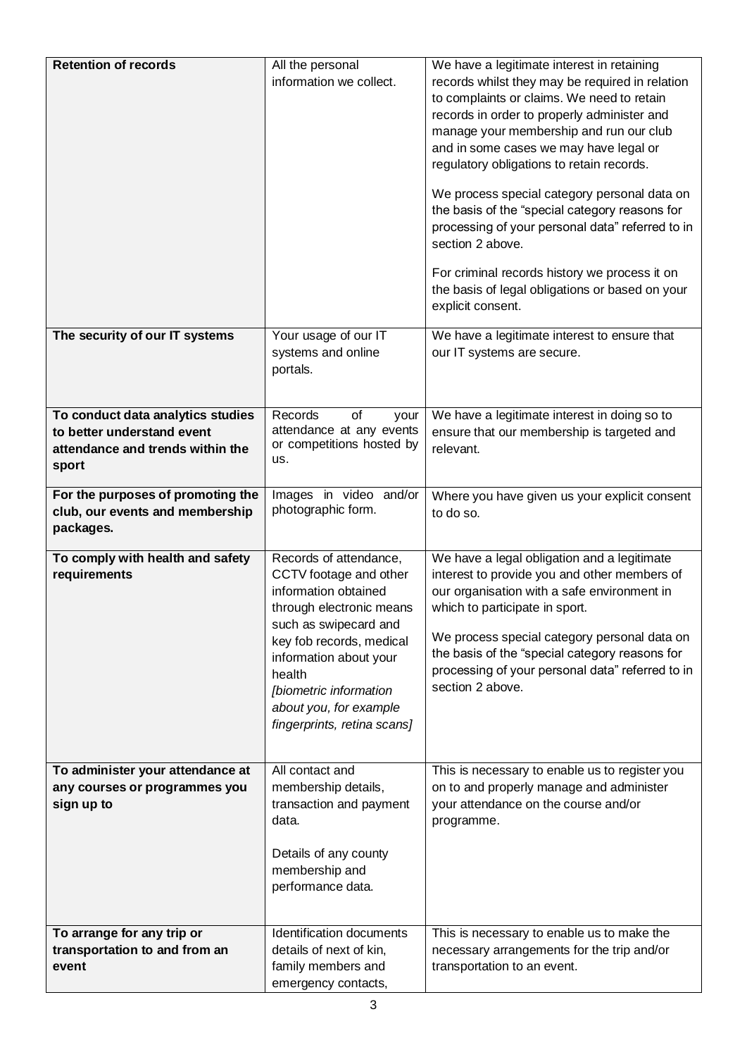| **Retention of records** | All the personal information we collect. | We have a legitimate interest in retaining records whilst they may be required in relation to complaints or claims. We need to retain records in order to properly administer and manage your membership and run our club and in some cases we may have legal or regulatory obligations to retain records.<br><br>We process special category personal data on the basis of the "special category reasons for processing of your personal data" referred to in section 2 above.<br><br>For criminal records history we process it on the basis of legal obligations or based on your explicit consent. |
|---|---|---|
| **The security of our IT systems** | Your usage of our IT systems and online portals. | We have a legitimate interest to ensure that our IT systems are secure. |
| **To conduct data analytics studies to better understand event attendance and trends within the sport** | Records of your attendance at any events or competitions hosted by us. | We have a legitimate interest in doing so to ensure that our membership is targeted and relevant. |
| **For the purposes of promoting the club, our events and membership packages.** | Images in video and/or photographic form. | Where you have given us your explicit consent to do so. |
| **To comply with health and safety requirements** | Records of attendance, CCTV footage and other information obtained through electronic means such as swipecard and key fob records, medical information about your health<br>*[biometric information about you, for example fingerprints, retina scans]* | We have a legal obligation and a legitimate interest to provide you and other members of our organisation with a safe environment in which to participate in sport.<br><br>We process special category personal data on the basis of the "special category reasons for processing of your personal data" referred to in section 2 above. |
| **To administer your attendance at any courses or programmes you sign up to** | All contact and membership details, transaction and payment data.<br><br>Details of any county membership and performance data. | This is necessary to enable us to register you on to and properly manage and administer your attendance on the course and/or programme. |
| **To arrange for any trip or transportation to and from an event** | Identification documents details of next of kin, family members and emergency contacts, | This is necessary to enable us to make the necessary arrangements for the trip and/or transportation to an event. |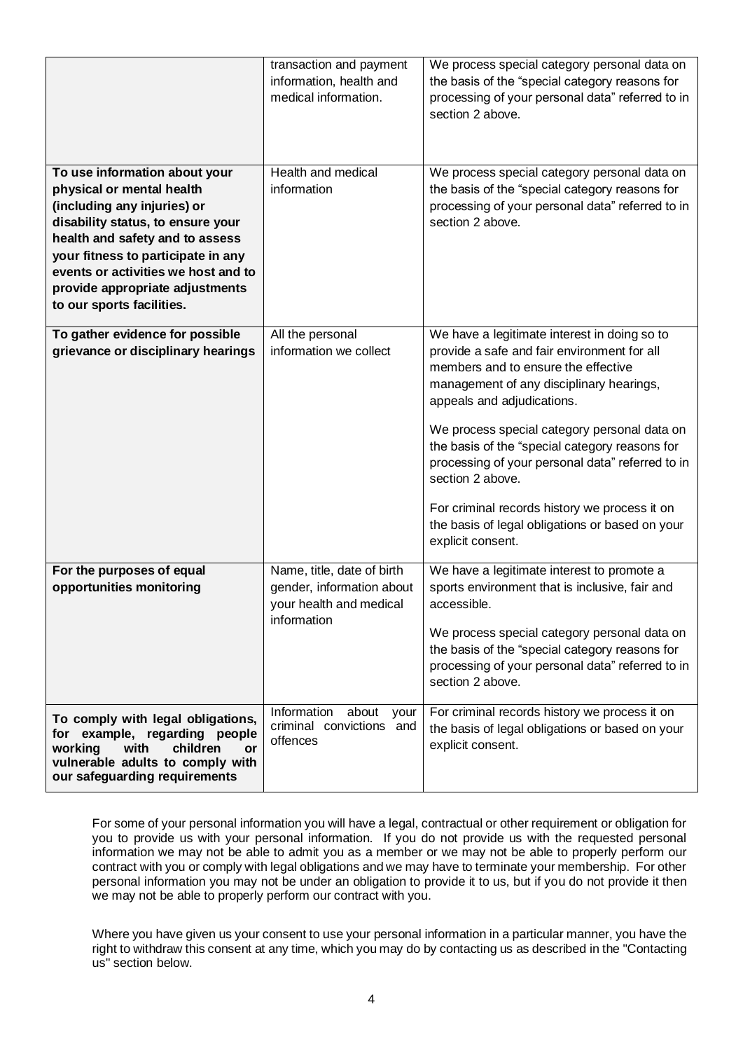| | | |
|---|---|---|
| | transaction and payment information, health and medical information. | We process special category personal data on the basis of the "special category reasons for processing of your personal data" referred to in section 2 above. |
| **To use information about your physical or mental health (including any injuries) or disability status, to ensure your health and safety and to assess your fitness to participate in any events or activities we host and to provide appropriate adjustments to our sports facilities.** | Health and medical information | We process special category personal data on the basis of the "special category reasons for processing of your personal data" referred to in section 2 above. |
| **To gather evidence for possible grievance or disciplinary hearings** | All the personal information we collect | We have a legitimate interest in doing so to provide a safe and fair environment for all members and to ensure the effective management of any disciplinary hearings, appeals and adjudications.<br><br>We process special category personal data on the basis of the "special category reasons for processing of your personal data" referred to in section 2 above.<br><br>For criminal records history we process it on the basis of legal obligations or based on your explicit consent. |
| **For the purposes of equal opportunities monitoring** | Name, title, date of birth gender, information about your health and medical information | We have a legitimate interest to promote a sports environment that is inclusive, fair and accessible.<br><br>We process special category personal data on the basis of the "special category reasons for processing of your personal data" referred to in section 2 above. |
| **To comply with legal obligations, for example, regarding people working with children or vulnerable adults to comply with our safeguarding requirements** | Information about your criminal convictions and offences | For criminal records history we process it on the basis of legal obligations or based on your explicit consent. |

For some of your personal information you will have a legal, contractual or other requirement or obligation for you to provide us with your personal information. If you do not provide us with the requested personal information we may not be able to admit you as a member or we may not be able to properly perform our contract with you or comply with legal obligations and we may have to terminate your membership. For other personal information you may not be under an obligation to provide it to us, but if you do not provide it then we may not be able to properly perform our contract with you.

Where you have given us your consent to use your personal information in a particular manner, you have the right to withdraw this consent at any time, which you may do by contacting us as described in the "Contacting us" section below.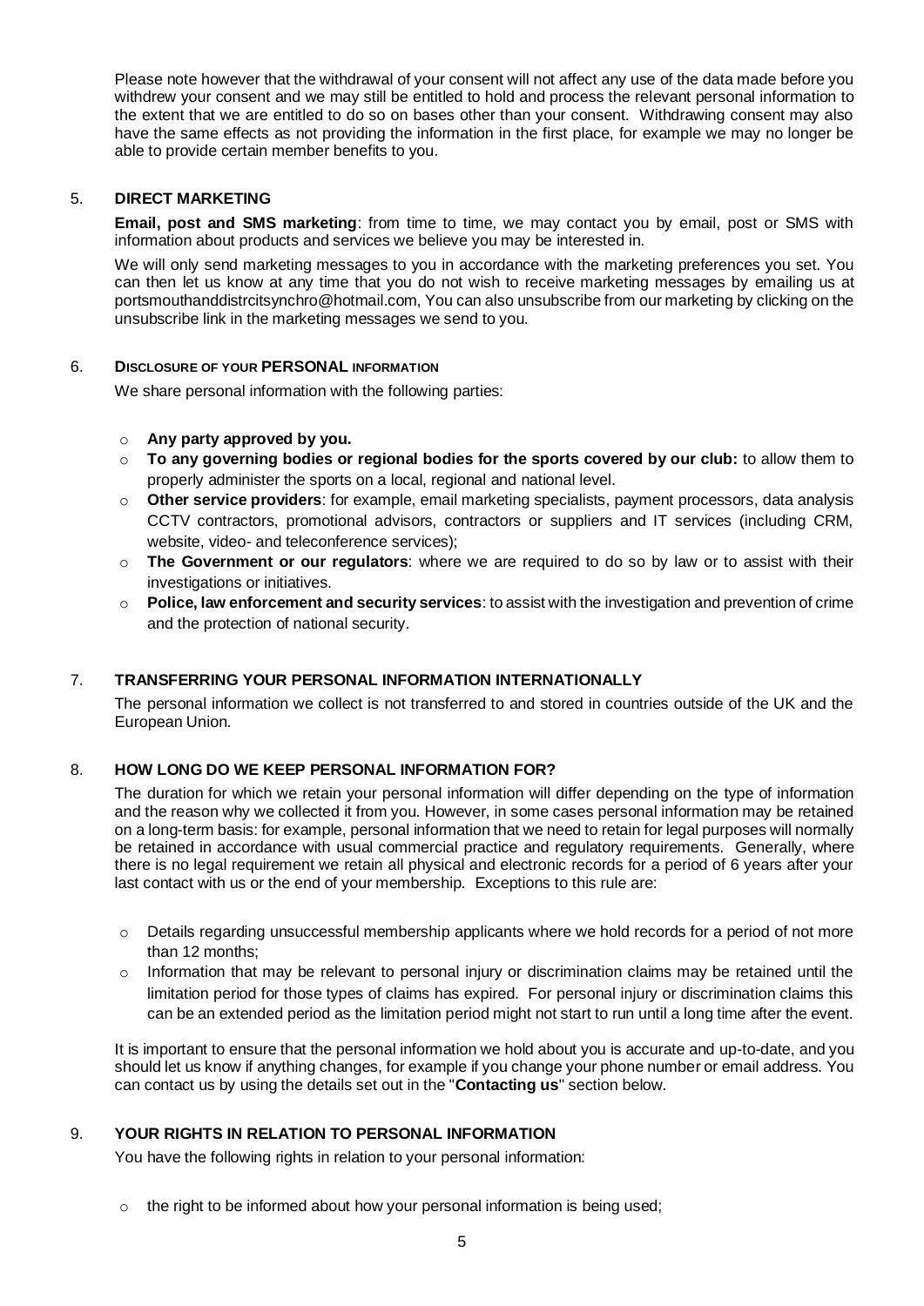Please note however that the withdrawal of your consent will not affect any use of the data made before you withdrew your consent and we may still be entitled to hold and process the relevant personal information to the extent that we are entitled to do so on bases other than your consent. Withdrawing consent may also have the same effects as not providing the information in the first place, for example we may no longer be able to provide certain member benefits to you.

## 5. DIRECT MARKETING

**Email, post and SMS marketing**: from time to time, we may contact you by email, post or SMS with information about products and services we believe you may be interested in.

We will only send marketing messages to you in accordance with the marketing preferences you set. You can then let us know at any time that you do not wish to receive marketing messages by emailing us at portsmouthanddistrcitsynchro@hotmail.com, You can also unsubscribe from our marketing by clicking on the unsubscribe link in the marketing messages we send to you.

## 6. DISCLOSURE OF YOUR PERSONAL INFORMATION

We share personal information with the following parties:

- **Any party approved by you.**
- **To any governing bodies or regional bodies for the sports covered by our club:** to allow them to properly administer the sports on a local, regional and national level.
- **Other service providers**: for example, email marketing specialists, payment processors, data analysis CCTV contractors, promotional advisors, contractors or suppliers and IT services (including CRM, website, video- and teleconference services);
- **The Government or our regulators**: where we are required to do so by law or to assist with their investigations or initiatives.
- **Police, law enforcement and security services**: to assist with the investigation and prevention of crime and the protection of national security.

## 7. TRANSFERRING YOUR PERSONAL INFORMATION INTERNATIONALLY

The personal information we collect is not transferred to and stored in countries outside of the UK and the European Union.

## 8. HOW LONG DO WE KEEP PERSONAL INFORMATION FOR?

The duration for which we retain your personal information will differ depending on the type of information and the reason why we collected it from you. However, in some cases personal information may be retained on a long-term basis: for example, personal information that we need to retain for legal purposes will normally be retained in accordance with usual commercial practice and regulatory requirements. Generally, where there is no legal requirement we retain all physical and electronic records for a period of 6 years after your last contact with us or the end of your membership. Exceptions to this rule are:

- Details regarding unsuccessful membership applicants where we hold records for a period of not more than 12 months;
- Information that may be relevant to personal injury or discrimination claims may be retained until the limitation period for those types of claims has expired. For personal injury or discrimination claims this can be an extended period as the limitation period might not start to run until a long time after the event.

It is important to ensure that the personal information we hold about you is accurate and up-to-date, and you should let us know if anything changes, for example if you change your phone number or email address. You can contact us by using the details set out in the "**Contacting us**" section below.

## 9. YOUR RIGHTS IN RELATION TO PERSONAL INFORMATION

You have the following rights in relation to your personal information:

- the right to be informed about how your personal information is being used;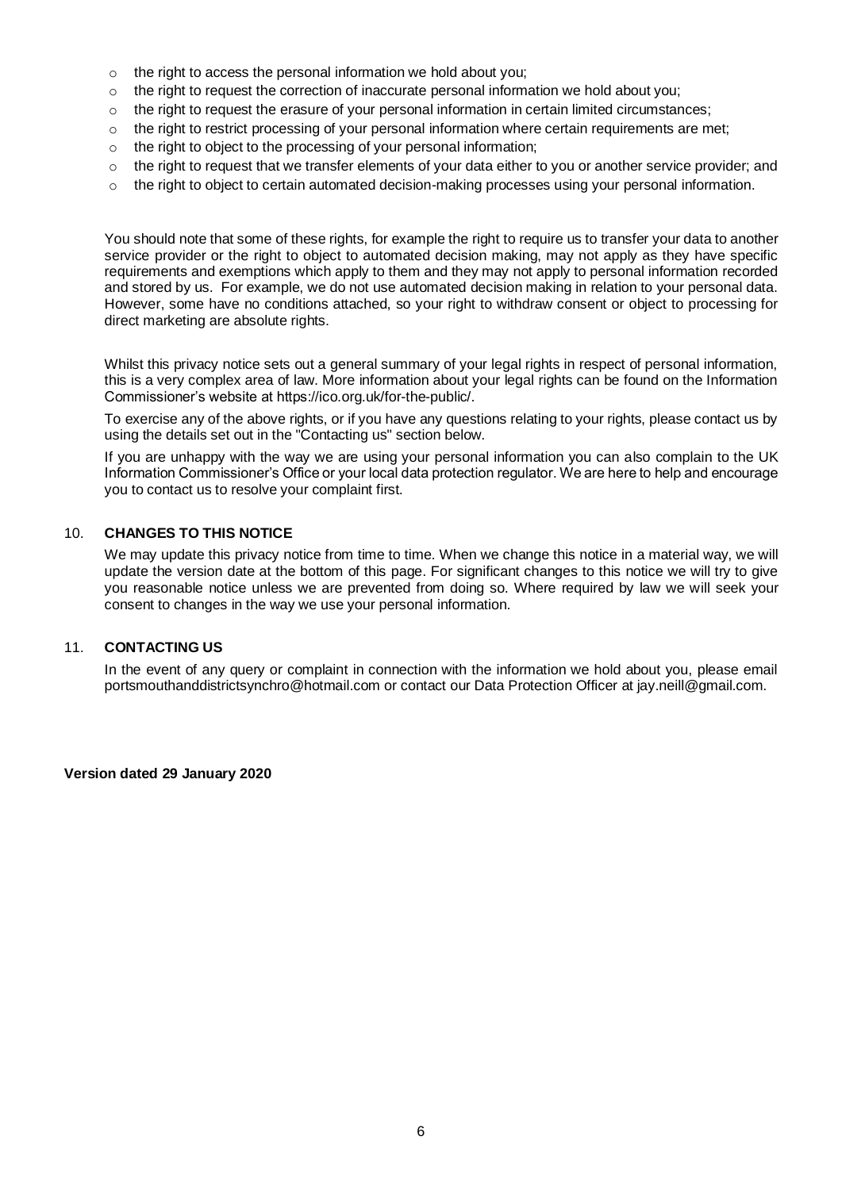- the right to access the personal information we hold about you;
- the right to request the correction of inaccurate personal information we hold about you;
- the right to request the erasure of your personal information in certain limited circumstances;
- the right to restrict processing of your personal information where certain requirements are met;
- the right to object to the processing of your personal information;
- the right to request that we transfer elements of your data either to you or another service provider; and
- the right to object to certain automated decision-making processes using your personal information.

You should note that some of these rights, for example the right to require us to transfer your data to another service provider or the right to object to automated decision making, may not apply as they have specific requirements and exemptions which apply to them and they may not apply to personal information recorded and stored by us. For example, we do not use automated decision making in relation to your personal data. However, some have no conditions attached, so your right to withdraw consent or object to processing for direct marketing are absolute rights.

Whilst this privacy notice sets out a general summary of your legal rights in respect of personal information, this is a very complex area of law. More information about your legal rights can be found on the Information Commissioner's website at https://ico.org.uk/for-the-public/.

To exercise any of the above rights, or if you have any questions relating to your rights, please contact us by using the details set out in the "Contacting us" section below.

If you are unhappy with the way we are using your personal information you can also complain to the UK Information Commissioner's Office or your local data protection regulator. We are here to help and encourage you to contact us to resolve your complaint first.

## 10. CHANGES TO THIS NOTICE

We may update this privacy notice from time to time. When we change this notice in a material way, we will update the version date at the bottom of this page. For significant changes to this notice we will try to give you reasonable notice unless we are prevented from doing so. Where required by law we will seek your consent to changes in the way we use your personal information.

## 11. CONTACTING US

In the event of any query or complaint in connection with the information we hold about you, please email portsmouthanddistrictsynchro@hotmail.com or contact our Data Protection Officer at jay.neill@gmail.com.

**Version dated 29 January 2020**